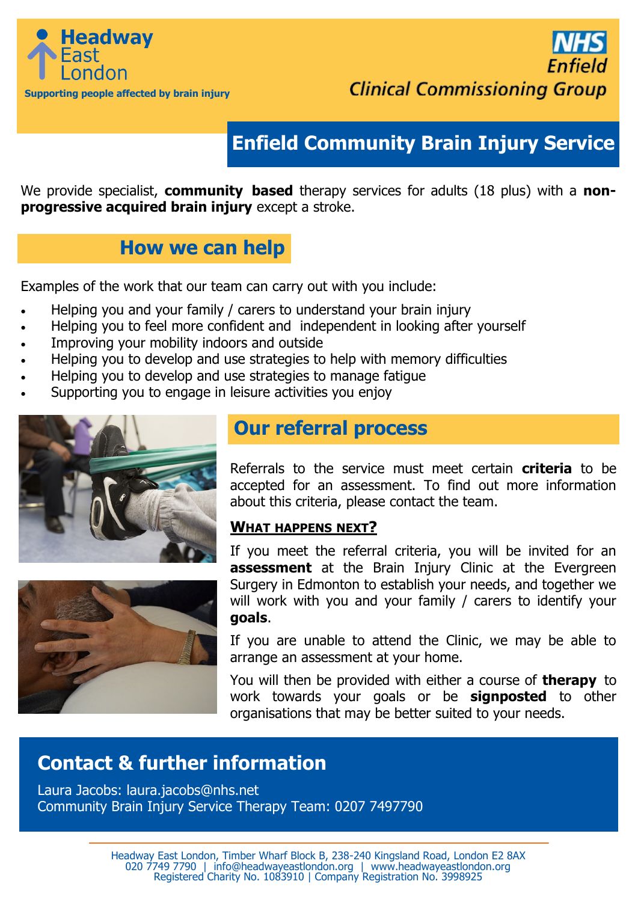Headway East London

Supporting people affected by brain injury

NHS Enfield Clinical Commissioning Group

# Enfield Community Brain Injury Service

We provide specialist, **community based** therapy services for adults (18 plus) with a **non-progressive acquired brain injury** except a stroke.

## How we can help

Examples of the work that our team can carry out with you include:

- Helping you and your family / carers to understand your brain injury
- Helping you to feel more confident and independent in looking after yourself
- Improving your mobility indoors and outside
- Helping you to develop and use strategies to help with memory difficulties
- Helping you to develop and use strategies to manage fatigue
- Supporting you to engage in leisure activities you enjoy

## Our referral process

Referrals to the service must meet certain **criteria** to be accepted for an assessment. To find out more information about this criteria, please contact the team.

### WHAT HAPPENS NEXT?

If you meet the referral criteria, you will be invited for an **assessment** at the Brain Injury Clinic at the Evergreen Surgery in Edmonton to establish your needs, and together we will work with you and your family / carers to identify your **goals**.

If you are unable to attend the Clinic, we may be able to arrange an assessment at your home.

You will then be provided with either a course of **therapy** to work towards your goals or be **signposted** to other organisations that may be better suited to your needs.

## Contact & further information

Laura Jacobs: laura.jacobs@nhs.net
Community Brain Injury Service Therapy Team: 0207 7497790

Headway East London, Timber Wharf Block B, 238-240 Kingsland Road, London E2 8AX
020 7749 7790 | info@headwayeastlondon.org | www.headwayeastlondon.org
Registered Charity No. 1083910 | Company Registration No. 3998925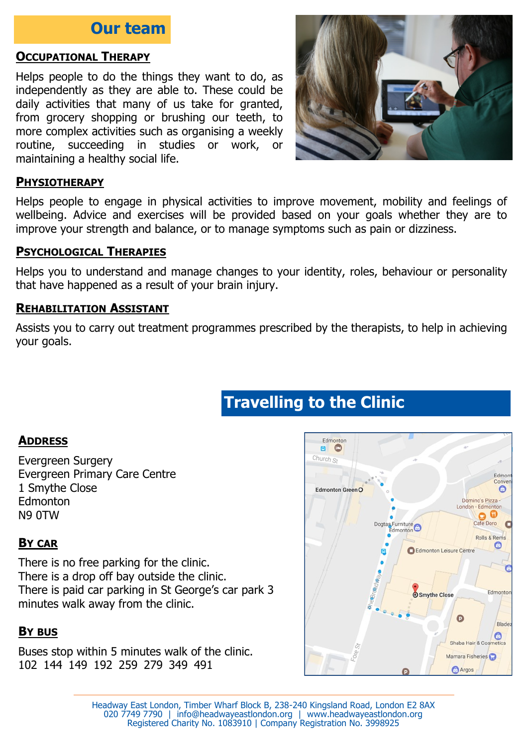## Our team

### Occupational Therapy

Helps people to do the things they want to do, as independently as they are able to. These could be daily activities that many of us take for granted, from grocery shopping or brushing our teeth, to more complex activities such as organising a weekly routine, succeeding in studies or work, or maintaining a healthy social life.

### Physiotherapy

Helps people to engage in physical activities to improve movement, mobility and feelings of wellbeing. Advice and exercises will be provided based on your goals whether they are to improve your strength and balance, or to manage symptoms such as pain or dizziness.

### Psychological Therapies

Helps you to understand and manage changes to your identity, roles, behaviour or personality that have happened as a result of your brain injury.

### Rehabilitation Assistant

Assists you to carry out treatment programmes prescribed by the therapists, to help in achieving your goals.

## Travelling to the Clinic

### Address

Evergreen Surgery
Evergreen Primary Care Centre
1 Smythe Close
Edmonton
N9 0TW

### By car

There is no free parking for the clinic.
There is a drop off bay outside the clinic.
There is paid car parking in St George's car park 3 minutes walk away from the clinic.

### By bus

Buses stop within 5 minutes walk of the clinic.
102 144 149 192 259 279 349 491

Headway East London, Timber Wharf Block B, 238-240 Kingsland Road, London E2 8AX
020 7749 7790 | info@headwayeastlondon.org | www.headwayeastlondon.org
Registered Charity No. 1083910 | Company Registration No. 3998925